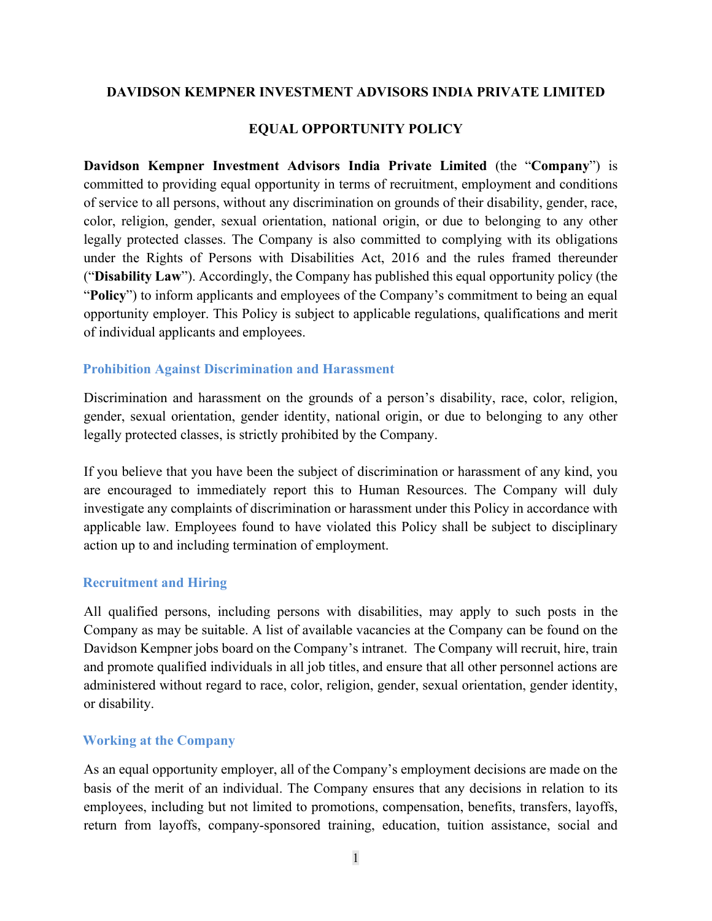**DAVIDSON KEMPNER INVESTMENT ADVISORS INDIA PRIVATE LIMITED**

**EQUAL OPPORTUNITY POLICY**

**Davidson Kempner Investment Advisors India Private Limited** (the "**Company**") is committed to providing equal opportunity in terms of recruitment, employment and conditions of service to all persons, without any discrimination on grounds of their disability, gender, race, color, religion, gender, sexual orientation, national origin, or due to belonging to any other legally protected classes. The Company is also committed to complying with its obligations under the Rights of Persons with Disabilities Act, 2016 and the rules framed thereunder ("**Disability Law**"). Accordingly, the Company has published this equal opportunity policy (the "**Policy**") to inform applicants and employees of the Company's commitment to being an equal opportunity employer. This Policy is subject to applicable regulations, qualifications and merit of individual applicants and employees.

## Prohibition Against Discrimination and Harassment

Discrimination and harassment on the grounds of a person's disability, race, color, religion, gender, sexual orientation, gender identity, national origin, or due to belonging to any other legally protected classes, is strictly prohibited by the Company.

If you believe that you have been the subject of discrimination or harassment of any kind, you are encouraged to immediately report this to Human Resources. The Company will duly investigate any complaints of discrimination or harassment under this Policy in accordance with applicable law. Employees found to have violated this Policy shall be subject to disciplinary action up to and including termination of employment.

## Recruitment and Hiring

All qualified persons, including persons with disabilities, may apply to such posts in the Company as may be suitable. A list of available vacancies at the Company can be found on the Davidson Kempner jobs board on the Company's intranet. The Company will recruit, hire, train and promote qualified individuals in all job titles, and ensure that all other personnel actions are administered without regard to race, color, religion, gender, sexual orientation, gender identity, or disability.

## Working at the Company

As an equal opportunity employer, all of the Company's employment decisions are made on the basis of the merit of an individual. The Company ensures that any decisions in relation to its employees, including but not limited to promotions, compensation, benefits, transfers, layoffs, return from layoffs, company-sponsored training, education, tuition assistance, social and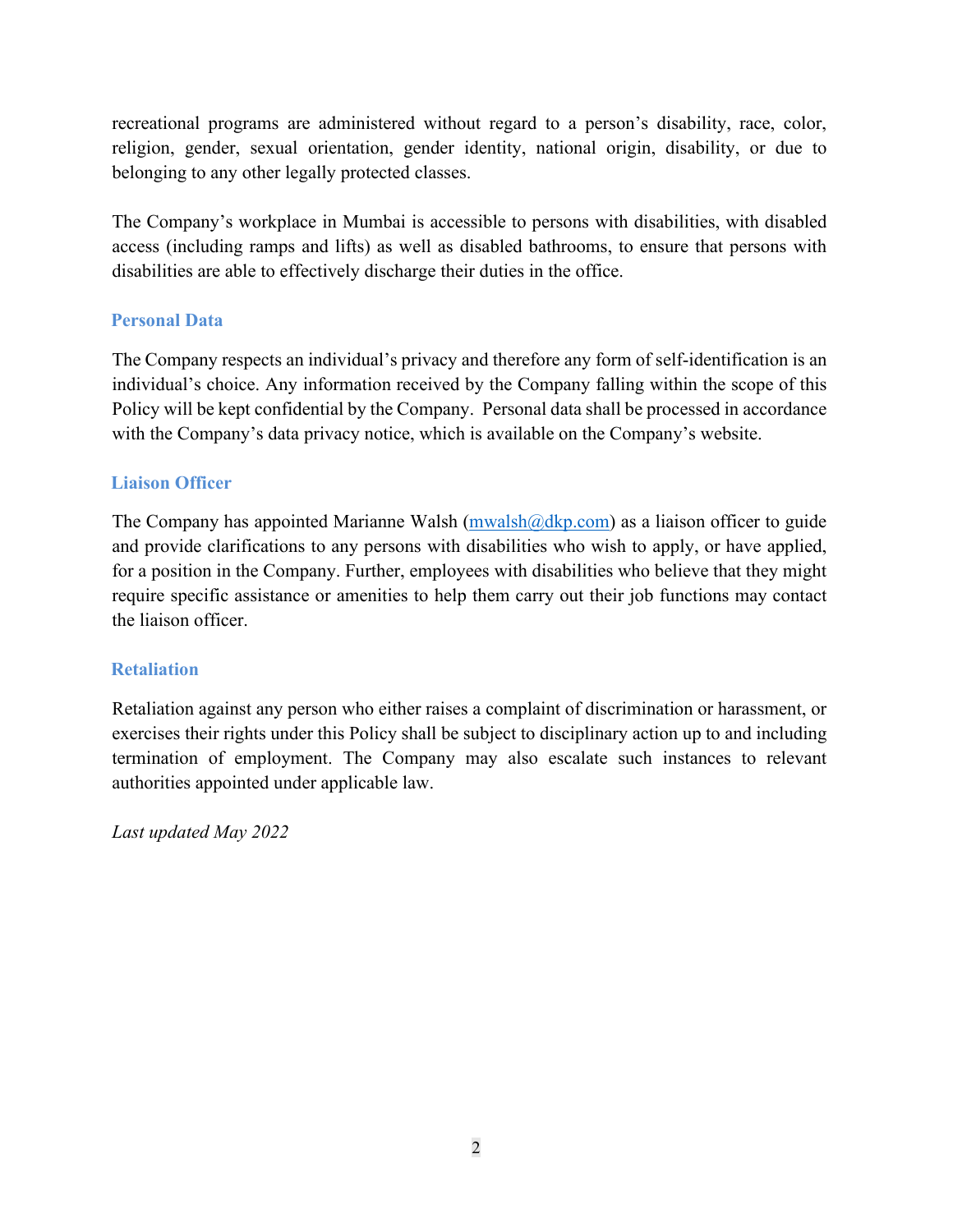recreational programs are administered without regard to a person's disability, race, color, religion, gender, sexual orientation, gender identity, national origin, disability, or due to belonging to any other legally protected classes.

The Company's workplace in Mumbai is accessible to persons with disabilities, with disabled access (including ramps and lifts) as well as disabled bathrooms, to ensure that persons with disabilities are able to effectively discharge their duties in the office.

### Personal Data

The Company respects an individual's privacy and therefore any form of self-identification is an individual's choice. Any information received by the Company falling within the scope of this Policy will be kept confidential by the Company. Personal data shall be processed in accordance with the Company's data privacy notice, which is available on the Company's website.

### Liaison Officer

The Company has appointed Marianne Walsh (mwalsh@dkp.com) as a liaison officer to guide and provide clarifications to any persons with disabilities who wish to apply, or have applied, for a position in the Company. Further, employees with disabilities who believe that they might require specific assistance or amenities to help them carry out their job functions may contact the liaison officer.

### Retaliation

Retaliation against any person who either raises a complaint of discrimination or harassment, or exercises their rights under this Policy shall be subject to disciplinary action up to and including termination of employment. The Company may also escalate such instances to relevant authorities appointed under applicable law.

*Last updated May 2022*